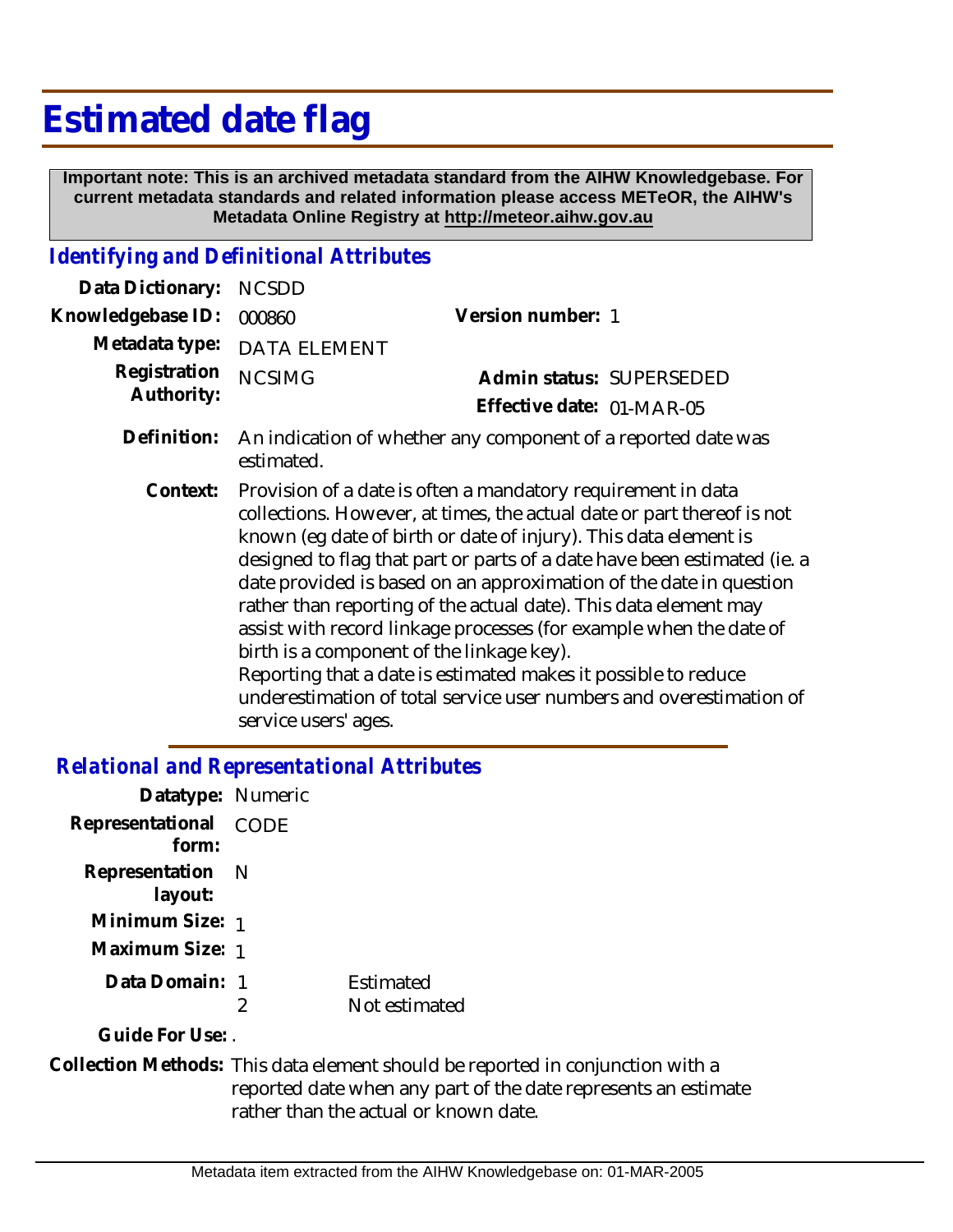# Estimated date flag

**Important note: This is an archived metadata standard from the AIHW Knowledgebase. For current metadata standards and related information please access METeOR, the AIHW's Metadata Online Registry at http://meteor.aihw.gov.au**

## *Identifying and Definitional Attributes*

**Data Dictionary:** NCSDD

**Knowledgebase ID:** 000860

**Version number:** 1

**Metadata type:** DATA ELEMENT

**Registration Authority:** NCSIMG

**Admin status:** SUPERSEDED

**Effective date:** 01-MAR-05

**Definition:** An indication of whether any component of a reported date was estimated.

**Context:** Provision of a date is often a mandatory requirement in data collections. However, at times, the actual date or part thereof is not known (eg date of birth or date of injury). This data element is designed to flag that part or parts of a date have been estimated (ie. a date provided is based on an approximation of the date in question rather than reporting of the actual date). This data element may assist with record linkage processes (for example when the date of birth is a component of the linkage key).
Reporting that a date is estimated makes it possible to reduce underestimation of total service user numbers and overestimation of service users' ages.

## *Relational and Representational Attributes*

**Datatype:** Numeric

**Representational form:** CODE

**Representation layout:** N

**Minimum Size:** 1

**Maximum Size:** 1

**Data Domain:**

1 Estimated
2 Not estimated

**Guide For Use:** .

**Collection Methods:** This data element should be reported in conjunction with a reported date when any part of the date represents an estimate rather than the actual or known date.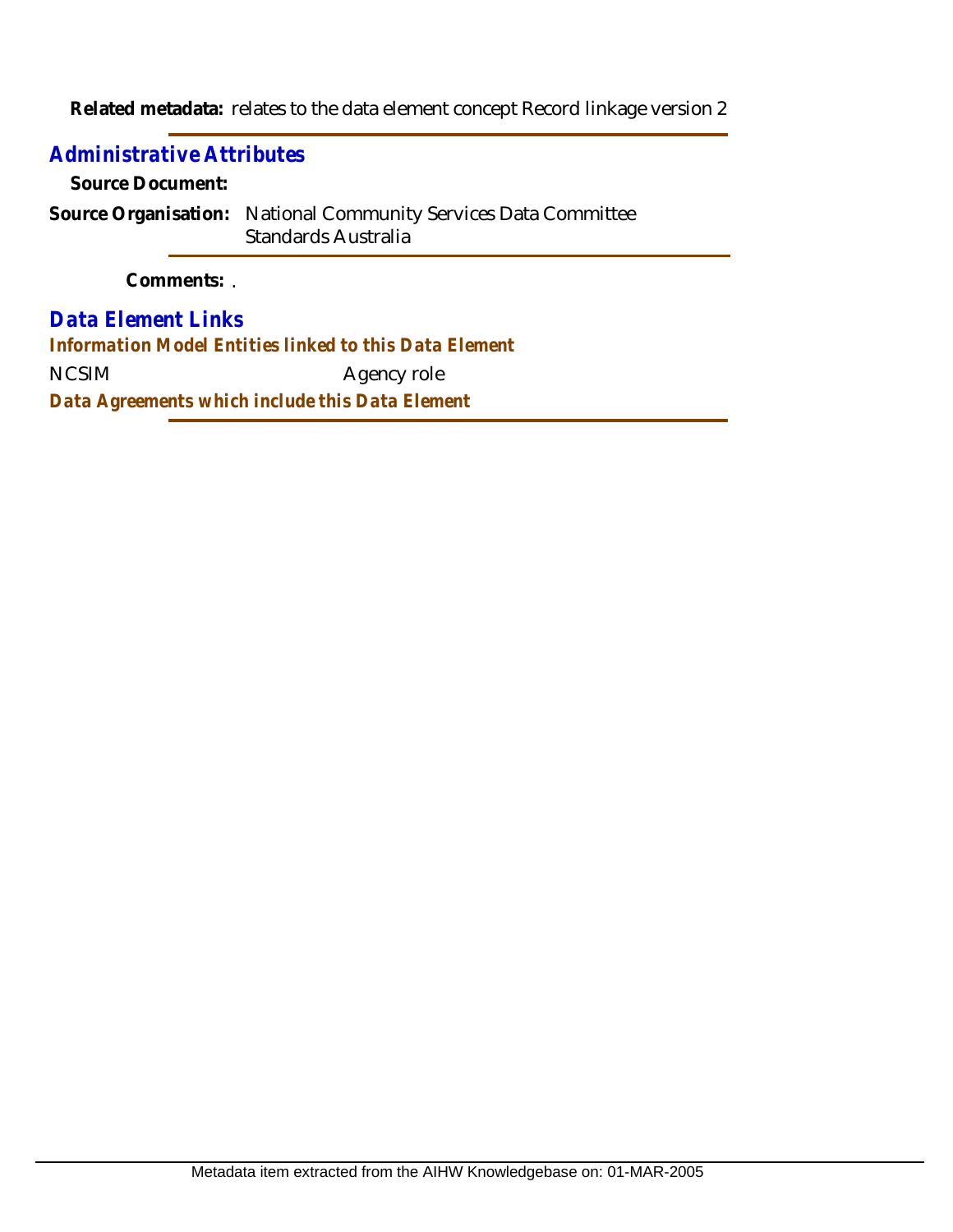**Related metadata:** relates to the data element concept Record linkage version 2

## Administrative Attributes

**Source Document:**

**Source Organisation:** National Community Services Data Committee
Standards Australia

**Comments:** .

## Data Element Links

### *Information Model Entities linked to this Data Element*

| | |
|---|---|
| NCSIM | Agency role |

### *Data Agreements which include this Data Element*